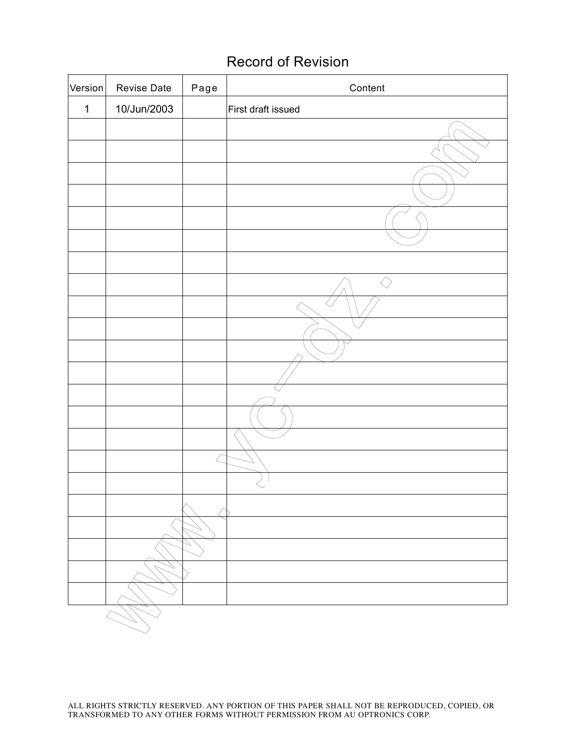# Record of Revision

| Version | Revise Date | Page | Content |
|---|---|---|---|
| 1 | 10/Jun/2003 | | First draft issued |
| | | | |
| | | | |
| | | | |
| | | | |
| | | | |
| | | | |
| | | | |
| | | | |
| | | | |
| | | | |
| | | | |
| | | | |
| | | | |
| | | | |
| | | | |
| | | | |
| | | | |
| | | | |
| | | | |
| | | | |
| | | | |
| | | | |

ALL RIGHTS STRICTLY RESERVED. ANY PORTION OF THIS PAPER SHALL NOT BE REPRODUCED, COPIED, OR TRANSFORMED TO ANY OTHER FORMS WITHOUT PERMISSION FROM AU OPTRONICS CORP.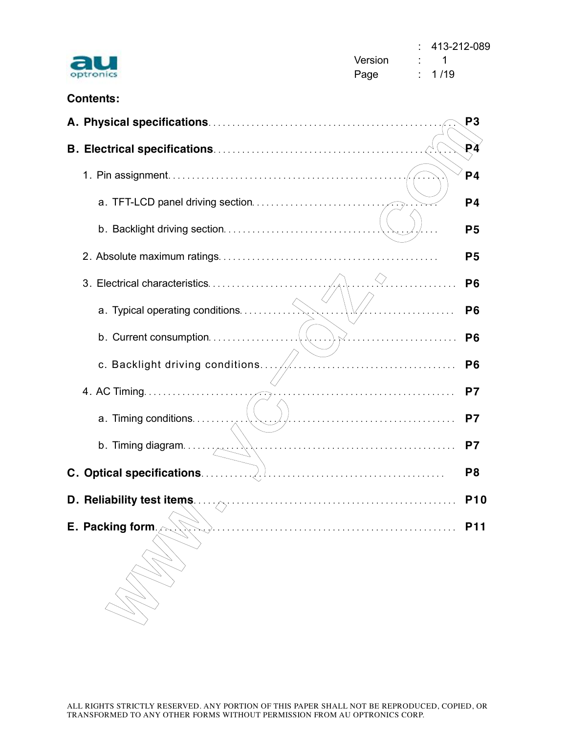## Contents:

**A. Physical specifications** .................................................. **P3**

**B. Electrical specifications** .................................................. **P4**

1. Pin assignment .................................................. **P4**
   - a. TFT-LCD panel driving section .................................................. **P4**
   - b. Backlight driving section .................................................. **P5**
2. Absolute maximum ratings .................................................. **P5**
3. Electrical characteristics .................................................. **P6**
   - a. Typical operating conditions .................................................. **P6**
   - b. Current consumption .................................................. **P6**
   - c. Backlight driving conditions .................................................. **P6**
4. AC Timing .................................................. **P7**
   - a. Timing conditions .................................................. **P7**
   - b. Timing diagram .................................................. **P7**

**C. Optical specifications** .................................................. **P8**

**D. Reliability test items** .................................................. **P10**

**E. Packing form** .................................................. **P11**

ALL RIGHTS STRICTLY RESERVED. ANY PORTION OF THIS PAPER SHALL NOT BE REPRODUCED, COPIED, OR TRANSFORMED TO ANY OTHER FORMS WITHOUT PERMISSION FROM AU OPTRONICS CORP.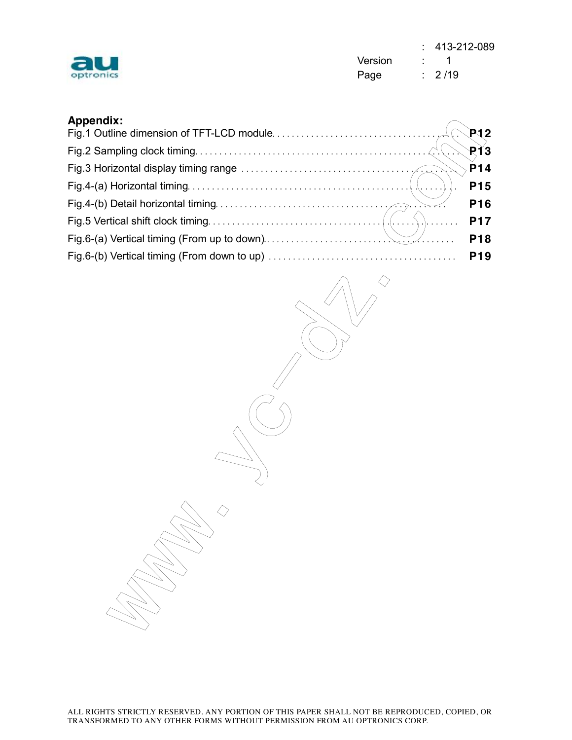**Appendix:**

Fig.1 Outline dimension of TFT-LCD module.................................... P12

Fig.2 Sampling clock timing.................................................... P13

Fig.3 Horizontal display timing range ........................................ P14

Fig.4-(a) Horizontal timing..................................................... P15

Fig.4-(b) Detail horizontal timing............................................... P16

Fig.5 Vertical shift clock timing.................................................. P17

Fig.6-(a) Vertical timing (From up to down)...................................... P18

Fig.6-(b) Vertical timing (From down to up) ...................................... P19

ALL RIGHTS STRICTLY RESERVED. ANY PORTION OF THIS PAPER SHALL NOT BE REPRODUCED, COPIED, OR TRANSFORMED TO ANY OTHER FORMS WITHOUT PERMISSION FROM AU OPTRONICS CORP.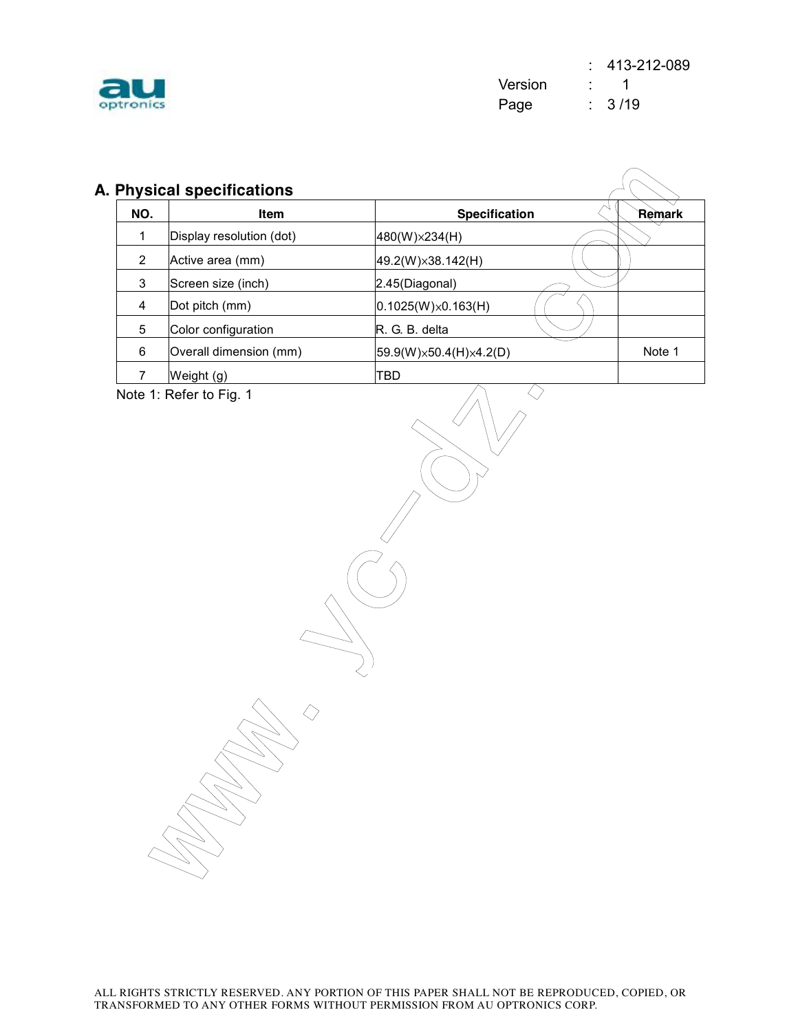## A. Physical specifications

| NO. | Item | Specification | Remark |
|---|---|---|---|
| 1 | Display resolution (dot) | 480(W)×234(H) | |
| 2 | Active area (mm) | 49.2(W)×38.142(H) | |
| 3 | Screen size (inch) | 2.45(Diagonal) | |
| 4 | Dot pitch (mm) | 0.1025(W)×0.163(H) | |
| 5 | Color configuration | R. G. B. delta | |
| 6 | Overall dimension (mm) | 59.9(W)×50.4(H)×4.2(D) | Note 1 |
| 7 | Weight (g) | TBD | |

Note 1: Refer to Fig. 1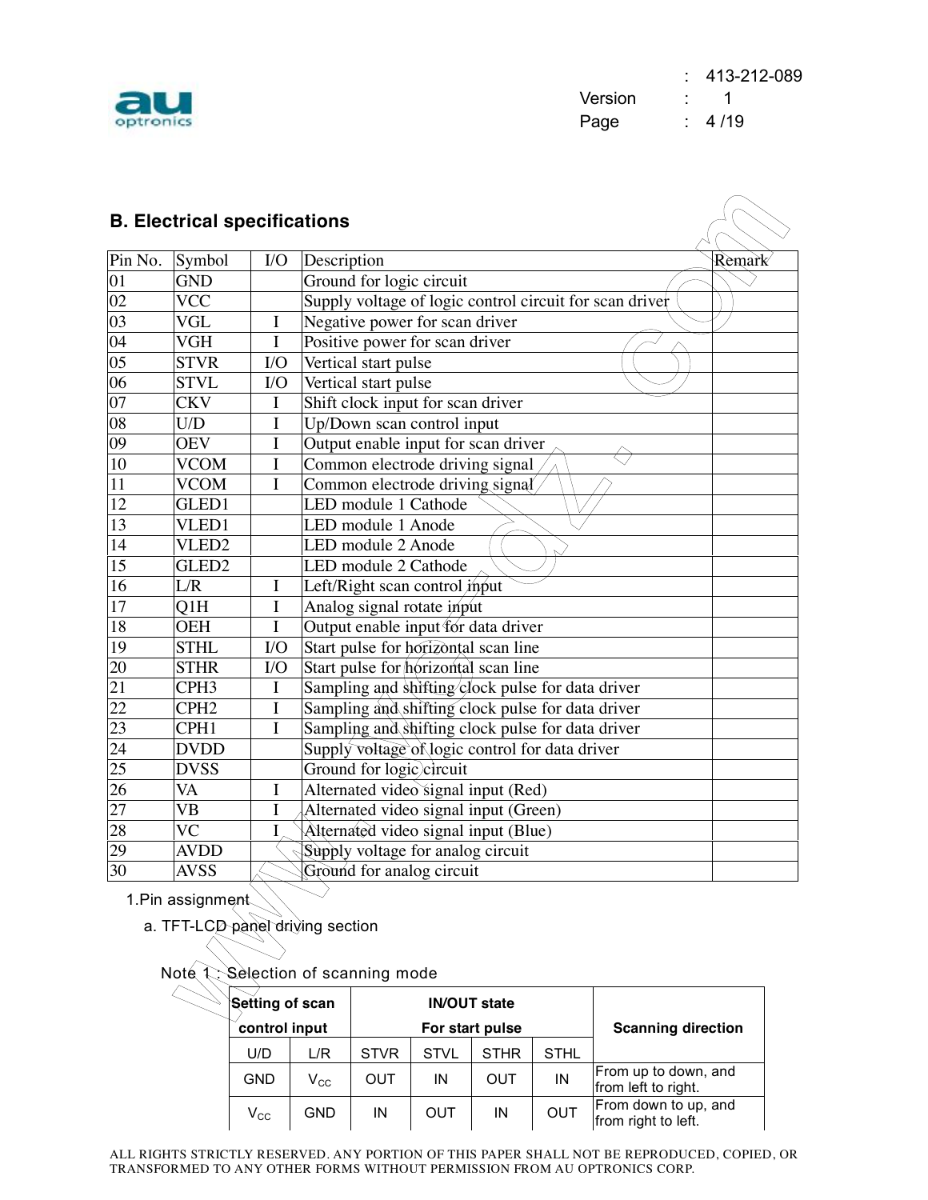## B. Electrical specifications

| Pin No. | Symbol | I/O | Description | Remark |
|---|---|---|---|---|
| 01 | GND | | Ground for logic circuit | |
| 02 | VCC | | Supply voltage of logic control circuit for scan driver | |
| 03 | VGL | I | Negative power for scan driver | |
| 04 | VGH | I | Positive power for scan driver | |
| 05 | STVR | I/O | Vertical start pulse | |
| 06 | STVL | I/O | Vertical start pulse | |
| 07 | CKV | I | Shift clock input for scan driver | |
| 08 | U/D | I | Up/Down scan control input | |
| 09 | OEV | I | Output enable input for scan driver | |
| 10 | VCOM | I | Common electrode driving signal | |
| 11 | VCOM | I | Common electrode driving signal | |
| 12 | GLED1 | | LED module 1 Cathode | |
| 13 | VLED1 | | LED module 1 Anode | |
| 14 | VLED2 | | LED module 2 Anode | |
| 15 | GLED2 | | LED module 2 Cathode | |
| 16 | L/R | I | Left/Right scan control input | |
| 17 | Q1H | I | Analog signal rotate input | |
| 18 | OEH | I | Output enable input for data driver | |
| 19 | STHL | I/O | Start pulse for horizontal scan line | |
| 20 | STHR | I/O | Start pulse for horizontal scan line | |
| 21 | CPH3 | I | Sampling and shifting clock pulse for data driver | |
| 22 | CPH2 | I | Sampling and shifting clock pulse for data driver | |
| 23 | CPH1 | I | Sampling and shifting clock pulse for data driver | |
| 24 | DVDD | | Supply voltage of logic control for data driver | |
| 25 | DVSS | | Ground for logic circuit | |
| 26 | VA | I | Alternated video signal input (Red) | |
| 27 | VB | I | Alternated video signal input (Green) | |
| 28 | VC | I | Alternated video signal input (Blue) | |
| 29 | AVDD | | Supply voltage for analog circuit | |
| 30 | AVSS | | Ground for analog circuit | |

1.Pin assignment

a. TFT-LCD panel driving section

Note 1 : Selection of scanning mode

| Setting of scan control input | | IN/OUT state For start pulse | | | | Scanning direction |
|---|---|---|---|---|---|---|
| U/D | L/R | STVR | STVL | STHR | STHL | |
| GND | $V_{CC}$ | OUT | IN | OUT | IN | From up to down, and from left to right. |
| $V_{CC}$ | GND | IN | OUT | IN | OUT | From down to up, and from right to left. |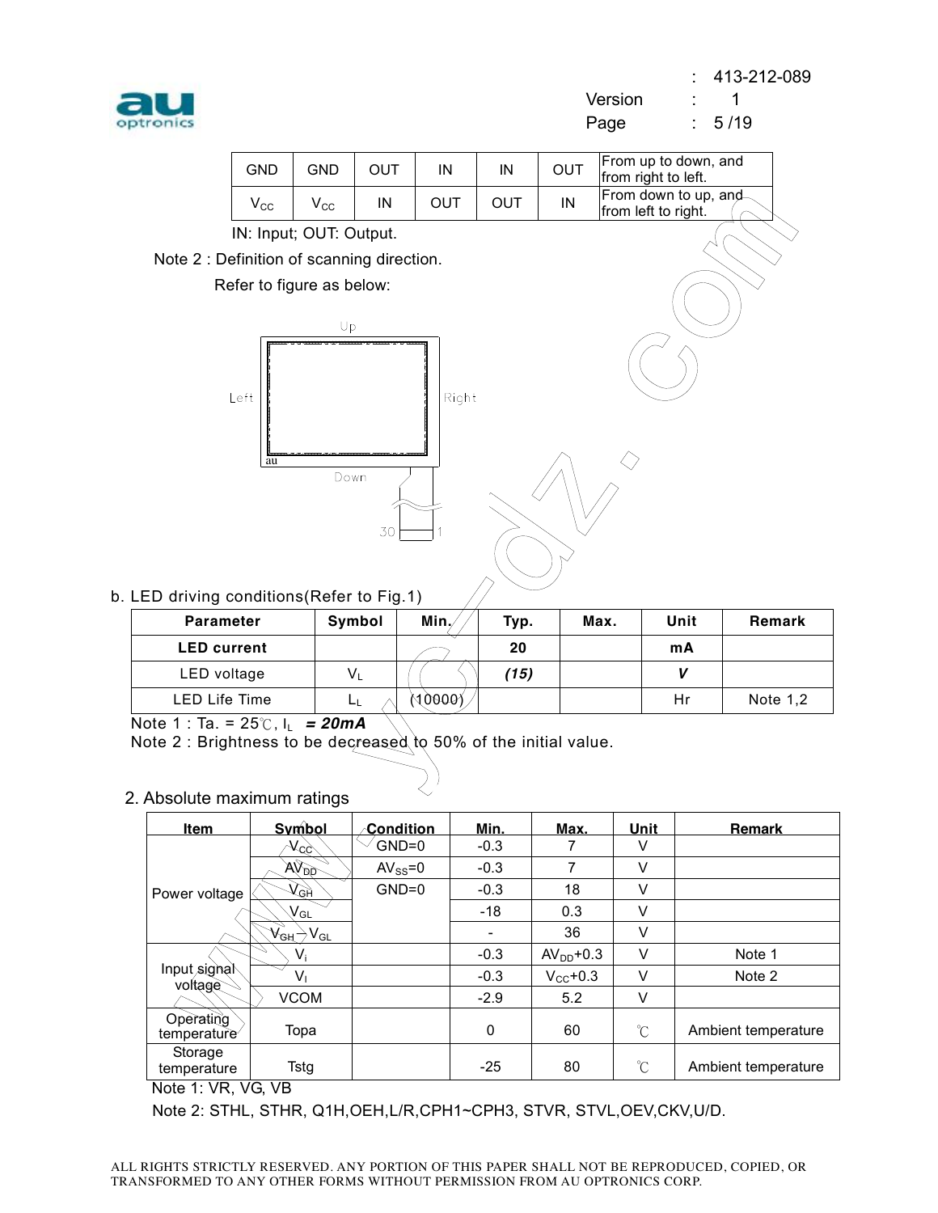| GND | GND | OUT | IN | IN | OUT | From up to down, and from right to left. |
|---|---|---|---|---|---|---|
| $V_{CC}$ | $V_{CC}$ | IN | OUT | OUT | IN | From down to up, and from left to right. |

IN: Input; OUT: Output.

Note 2 : Definition of scanning direction.

Refer to figure as below:

Up

Left　　　Right

au

Down

30　　1

b. LED driving conditions(Refer to Fig.1)

| Parameter | Symbol | Min. | Typ. | Max. | Unit | Remark |
|---|---|---|---|---|---|---|
| **LED current** | | | **20** | | **mA** | |
| LED voltage | $V_L$ | | ***(15)*** | | ***V*** | |
| LED Life Time | $L_L$ | (10000) | | | Hr | Note 1,2 |

Note 1 : Ta. = 25℃, $I_L$ ***= 20mA***

Note 2 : Brightness to be decreased to 50% of the initial value.

2. Absolute maximum ratings

| Item | Symbol | Condition | Min. | Max. | Unit | Remark |
|---|---|---|---|---|---|---|
| Power voltage | $V_{CC}$ | GND=0 | -0.3 | 7 | V | |
| | $AV_{DD}$ | $AV_{SS}$=0 | -0.3 | 7 | V | |
| | $V_{GH}$ | GND=0 | -0.3 | 18 | V | |
| | $V_{GL}$ | | -18 | 0.3 | V | |
| | $V_{GH}-V_{GL}$ | | - | 36 | V | |
| Input signal voltage | $V_i$ | | -0.3 | $AV_{DD}$+0.3 | V | Note 1 |
| | $V_I$ | | -0.3 | $V_{CC}$+0.3 | V | Note 2 |
| | VCOM | | -2.9 | 5.2 | V | |
| Operating temperature | Topa | | 0 | 60 | ℃ | Ambient temperature |
| Storage temperature | Tstg | | -25 | 80 | ℃ | Ambient temperature |

Note 1: VR, VG, VB

Note 2: STHL, STHR, Q1H,OEH,L/R,CPH1~CPH3, STVR, STVL,OEV,CKV,U/D.

ALL RIGHTS STRICTLY RESERVED. ANY PORTION OF THIS PAPER SHALL NOT BE REPRODUCED, COPIED, OR TRANSFORMED TO ANY OTHER FORMS WITHOUT PERMISSION FROM AU OPTRONICS CORP.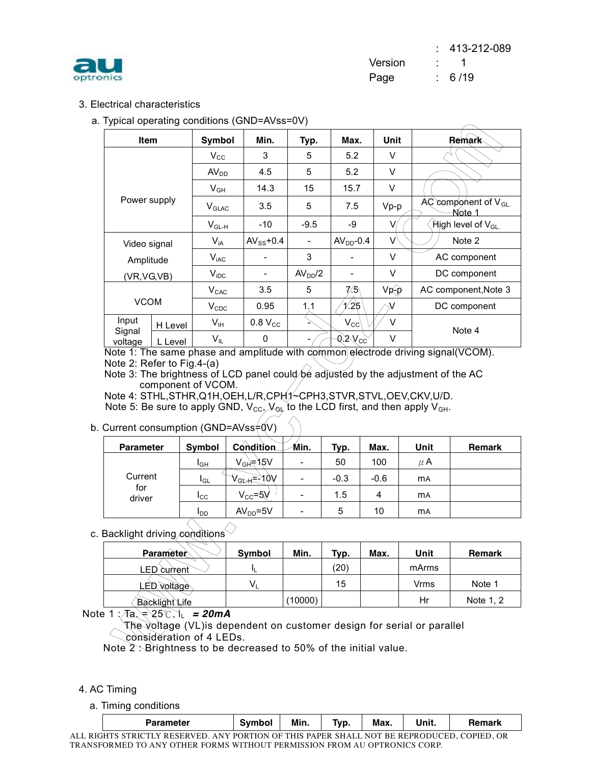## 3. Electrical characteristics

a. Typical operating conditions (GND=AVss=0V)

| Item | | Symbol | Min. | Typ. | Max. | Unit | Remark |
|---|---|---|---|---|---|---|---|
| Power supply | | $V_{CC}$ | 3 | 5 | 5.2 | V | |
| | | $AV_{DD}$ | 4.5 | 5 | 5.2 | V | |
| | | $V_{GH}$ | 14.3 | 15 | 15.7 | V | |
| | | $V_{GLAC}$ | 3.5 | 5 | 7.5 | Vp-p | AC component of $V_{GL}$. Note 1 |
| | | $V_{GL-H}$ | -10 | -9.5 | -9 | V | High level of $V_{GL}$. |
| Video signal Amplitude (VR,VG,VB) | | $V_{iA}$ | $AV_{SS}$+0.4 | - | $AV_{DD}$-0.4 | V | Note 2 |
| | | $V_{iAC}$ | - | 3 | - | V | AC component |
| | | $V_{iDC}$ | - | $AV_{DD}$/2 | - | V | DC component |
| VCOM | | $V_{CAC}$ | 3.5 | 5 | 7.5 | Vp-p | AC component,Note 3 |
| | | $V_{CDC}$ | 0.95 | 1.1 | 1.25 | V | DC component |
| Input Signal voltage | H Level | $V_{IH}$ | 0.8 $V_{CC}$ | - | $V_{CC}$ | V | Note 4 |
| | L Level | $V_{IL}$ | 0 | - | 0.2 $V_{CC}$ | V | |

Note 1: The same phase and amplitude with common electrode driving signal(VCOM).
Note 2: Refer to Fig.4-(a)
Note 3: The brightness of LCD panel could be adjusted by the adjustment of the AC component of VCOM.
Note 4: STHL,STHR,Q1H,OEH,L/R,CPH1~CPH3,STVR,STVL,OEV,CKV,U/D.
Note 5: Be sure to apply GND, $V_{CC}$, $V_{GL}$ to the LCD first, and then apply $V_{GH}$.

b. Current consumption (GND=AVss=0V)

| Parameter | Symbol | Condition | Min. | Typ. | Max. | Unit | Remark |
|---|---|---|---|---|---|---|---|
| Current for driver | $I_{GH}$ | $V_{GH}$=15V | - | 50 | 100 | μA | |
| | $I_{GL}$ | $V_{GL-H}$=-10V | - | -0.3 | -0.6 | mA | |
| | $I_{CC}$ | $V_{CC}$=5V | - | 1.5 | 4 | mA | |
| | $I_{DD}$ | $AV_{DD}$=5V | - | 5 | 10 | mA | |

c. Backlight driving conditions

| Parameter | Symbol | Min. | Typ. | Max. | Unit | Remark |
|---|---|---|---|---|---|---|
| LED current | $I_L$ | | (20) | | mArms | |
| LED voltage | $V_L$ | | 15 | | Vrms | Note 1 |
| Backlight Life | | (10000) | | | Hr | Note 1, 2 |

Note 1 : Ta. = 25℃, $I_L$ ***= 20mA***
The voltage (VL)is dependent on customer design for serial or parallel consideration of 4 LEDs.
Note 2 : Brightness to be decreased to 50% of the initial value.

## 4. AC Timing

a. Timing conditions

| Parameter | Symbol | Min. | Typ. | Max. | Unit. | Remark |
|---|---|---|---|---|---|---|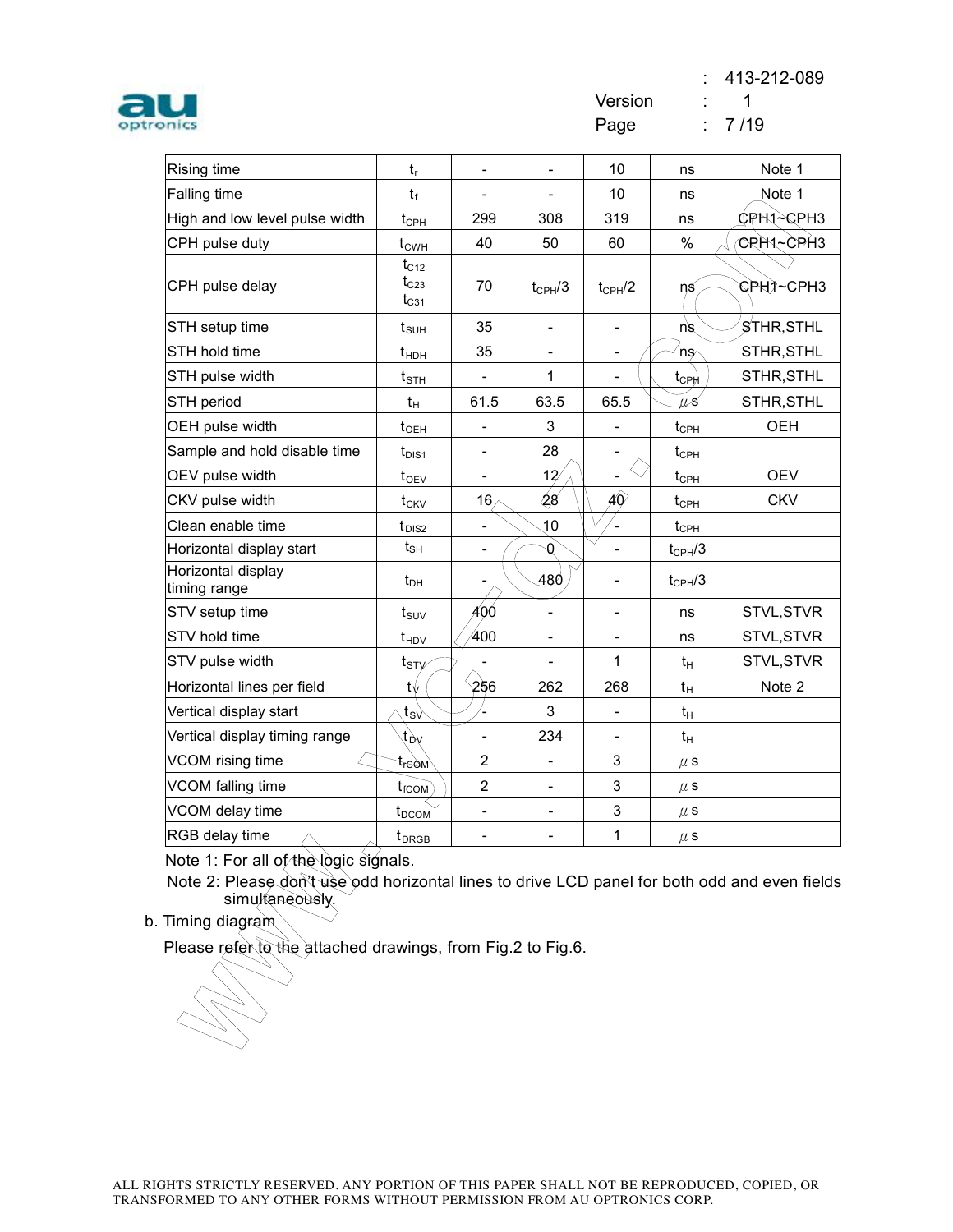| | | | | | | |
|---|---|---|---|---|---|---|
| Rising time | $t_r$ | - | - | 10 | ns | Note 1 |
| Falling time | $t_f$ | - | - | 10 | ns | Note 1 |
| High and low level pulse width | $t_{CPH}$ | 299 | 308 | 319 | ns | CPH1~CPH3 |
| CPH pulse duty | $t_{CWH}$ | 40 | 50 | 60 | % | CPH1~CPH3 |
| CPH pulse delay | $t_{C12}$ $t_{C23}$ $t_{C31}$ | 70 | $t_{CPH}/3$ | $t_{CPH}/2$ | ns | CPH1~CPH3 |
| STH setup time | $t_{SUH}$ | 35 | - | - | ns | STHR,STHL |
| STH hold time | $t_{HDH}$ | 35 | - | - | ns | STHR,STHL |
| STH pulse width | $t_{STH}$ | - | 1 | - | $t_{CPH}$ | STHR,STHL |
| STH period | $t_H$ | 61.5 | 63.5 | 65.5 | $\mu s$ | STHR,STHL |
| OEH pulse width | $t_{OEH}$ | - | 3 | - | $t_{CPH}$ | OEH |
| Sample and hold disable time | $t_{DIS1}$ | - | 28 | - | $t_{CPH}$ | |
| OEV pulse width | $t_{OEV}$ | - | 12 | - | $t_{CPH}$ | OEV |
| CKV pulse width | $t_{CKV}$ | 16 | 28 | 40 | $t_{CPH}$ | CKV |
| Clean enable time | $t_{DIS2}$ | - | 10 | - | $t_{CPH}$ | |
| Horizontal display start | $t_{SH}$ | - | 0 | - | $t_{CPH}/3$ | |
| Horizontal display timing range | $t_{DH}$ | - | 480 | - | $t_{CPH}/3$ | |
| STV setup time | $t_{SUV}$ | 400 | - | - | ns | STVL,STVR |
| STV hold time | $t_{HDV}$ | 400 | - | - | ns | STVL,STVR |
| STV pulse width | $t_{STV}$ | - | - | 1 | $t_H$ | STVL,STVR |
| Horizontal lines per field | $t_V$ | 256 | 262 | 268 | $t_H$ | Note 2 |
| Vertical display start | $t_{SV}$ | - | 3 | - | $t_H$ | |
| Vertical display timing range | $t_{DV}$ | - | 234 | - | $t_H$ | |
| VCOM rising time | $t_{rCOM}$ | 2 | - | 3 | $\mu s$ | |
| VCOM falling time | $t_{fCOM}$ | 2 | - | 3 | $\mu s$ | |
| VCOM delay time | $t_{DCOM}$ | - | - | 3 | $\mu s$ | |
| RGB delay time | $t_{DRGB}$ | - | - | 1 | $\mu s$ | |

Note 1: For all of the logic signals.

Note 2: Please don't use odd horizontal lines to drive LCD panel for both odd and even fields simultaneously.

b. Timing diagram

Please refer to the attached drawings, from Fig.2 to Fig.6.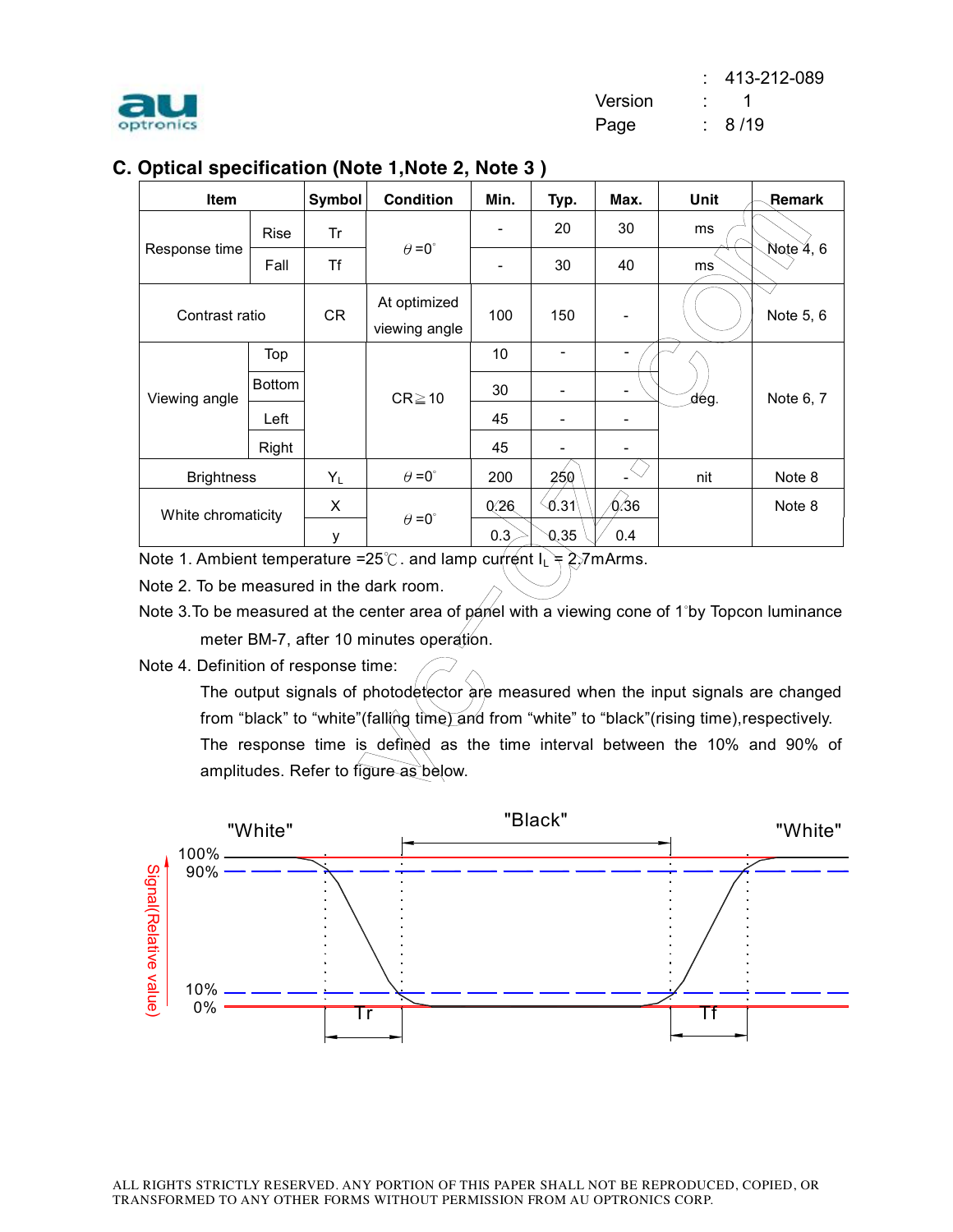## C. Optical specification (Note 1,Note 2, Note 3 )

| Item | | Symbol | Condition | Min. | Typ. | Max. | Unit | Remark |
|---|---|---|---|---|---|---|---|---|
| Response time | Rise | Tr | $\theta$ =0° | - | 20 | 30 | ms | Note 4, 6 |
| | Fall | Tf | | - | 30 | 40 | ms | |
| Contrast ratio | | CR | At optimized viewing angle | 100 | 150 | - | | Note 5, 6 |
| Viewing angle | Top | | CR≧10 | 10 | - | - | deg. | Note 6, 7 |
| | Bottom | | | 30 | - | - | | |
| | Left | | | 45 | - | - | | |
| | Right | | | 45 | - | - | | |
| Brightness | | $Y_L$ | $\theta$ =0° | 200 | 250 | - | nit | Note 8 |
| White chromaticity | | X | $\theta$ =0° | 0.26 | 0.31 | 0.36 | | Note 8 |
| | | y | | 0.3 | 0.35 | 0.4 | | |

Note 1. Ambient temperature =25℃. and lamp current $I_L$ = 2.7mArms.

Note 2. To be measured in the dark room.

Note 3.To be measured at the center area of panel with a viewing cone of 1°by Topcon luminance meter BM-7, after 10 minutes operation.

Note 4. Definition of response time:

The output signals of photodetector are measured when the input signals are changed from "black" to "white"(falling time) and from "white" to "black"(rising time),respectively. The response time is defined as the time interval between the 10% and 90% of amplitudes. Refer to figure as below.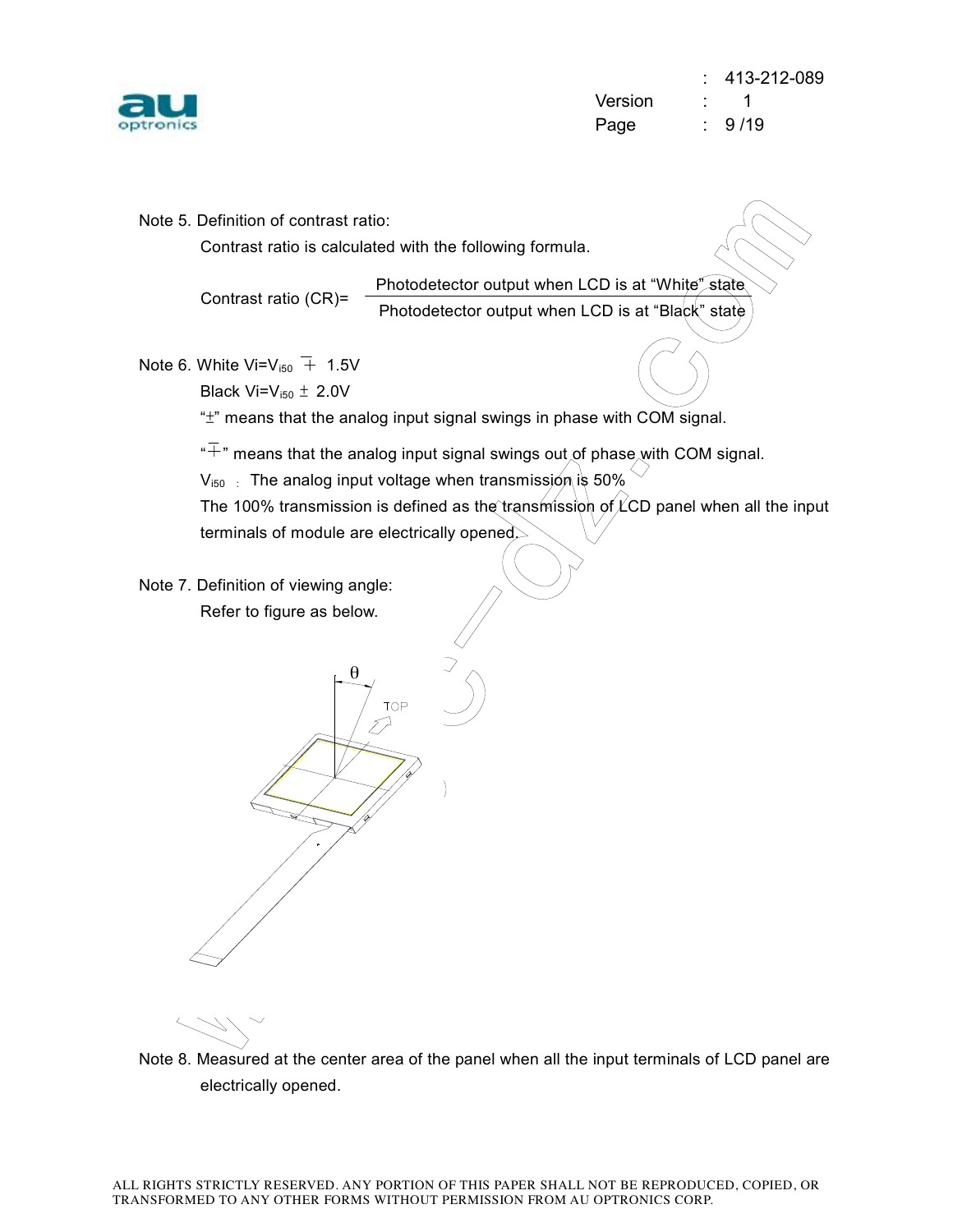Note 5. Definition of contrast ratio:

Contrast ratio is calculated with the following formula.

$$\text{Contrast ratio (CR)} = \frac{\text{Photodetector output when LCD is at "White" state}}{\text{Photodetector output when LCD is at "Black" state}}$$

Note 6. White $V_i = V_{i50} \mp 1.5V$

Black $V_i = V_{i50} \pm 2.0V$

"$\pm$" means that the analog input signal swings in phase with COM signal.

"$\mp$" means that the analog input signal swings out of phase with COM signal.

$V_{i50}$ : The analog input voltage when transmission is 50%

The 100% transmission is defined as the transmission of LCD panel when all the input terminals of module are electrically opened.

Note 7. Definition of viewing angle:

Refer to figure as below.

Note 8. Measured at the center area of the panel when all the input terminals of LCD panel are electrically opened.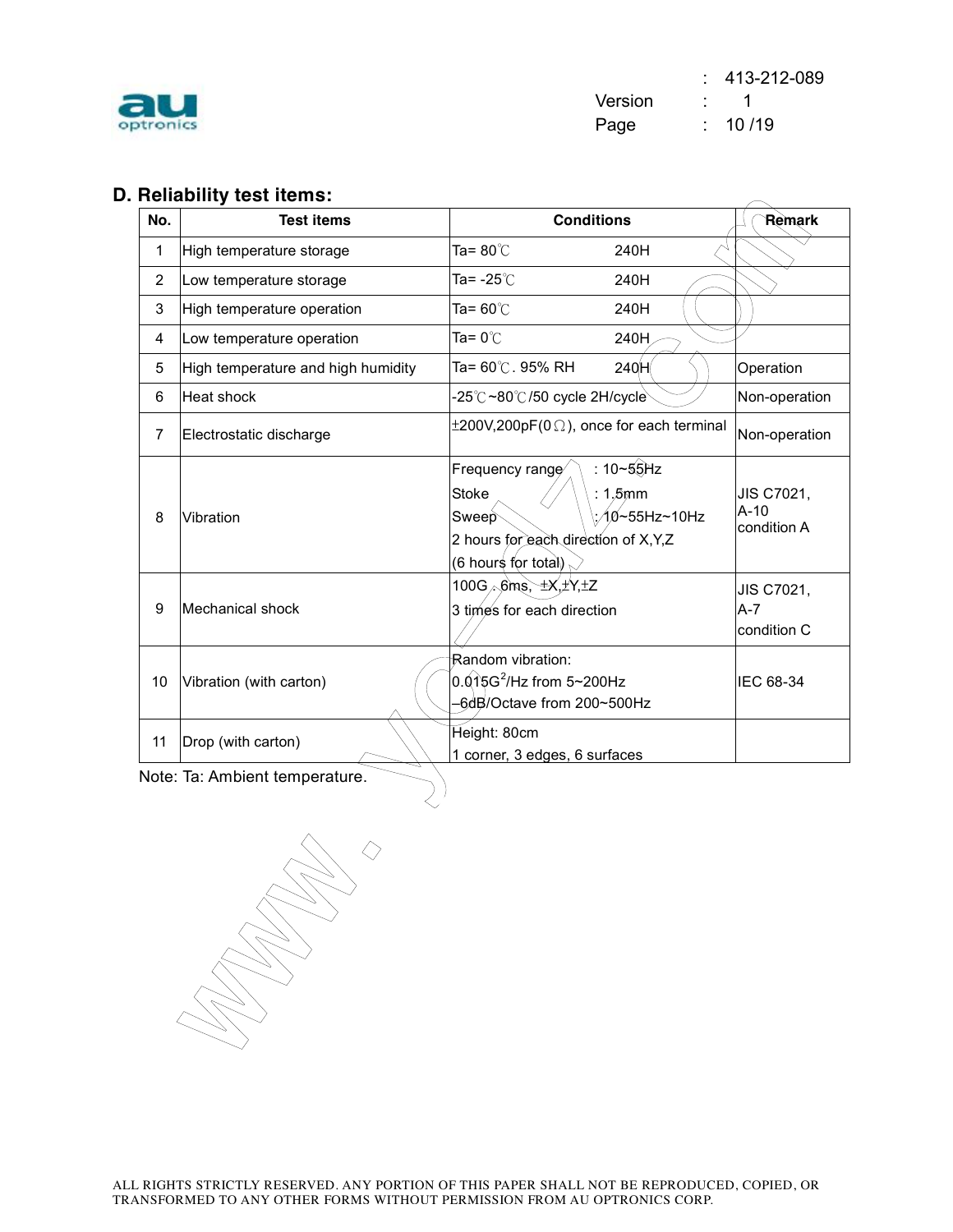## D. Reliability test items:

| No. | Test items | Conditions | Remark |
|---|---|---|---|
| 1 | High temperature storage | Ta= 80℃ 240H | |
| 2 | Low temperature storage | Ta= -25℃ 240H | |
| 3 | High temperature operation | Ta= 60℃ 240H | |
| 4 | Low temperature operation | Ta= 0℃ 240H | |
| 5 | High temperature and high humidity | Ta= 60℃. 95% RH 240H | Operation |
| 6 | Heat shock | -25℃~80℃/50 cycle 2H/cycle | Non-operation |
| 7 | Electrostatic discharge | ±200V,200pF(0Ω), once for each terminal | Non-operation |
| 8 | Vibration | Frequency range : 10~55Hz<br>Stoke : 1.5mm<br>Sweep : 10~55Hz~10Hz<br>2 hours for each direction of X,Y,Z<br>(6 hours for total) | JIS C7021, A-10 condition A |
| 9 | Mechanical shock | 100G . 6ms, ±X,±Y,±Z<br>3 times for each direction | JIS C7021, A-7 condition C |
| 10 | Vibration (with carton) | Random vibration:<br>0.015$G^2$/Hz from 5~200Hz<br>–6dB/Octave from 200~500Hz | IEC 68-34 |
| 11 | Drop (with carton) | Height: 80cm<br>1 corner, 3 edges, 6 surfaces | |

Note: Ta: Ambient temperature.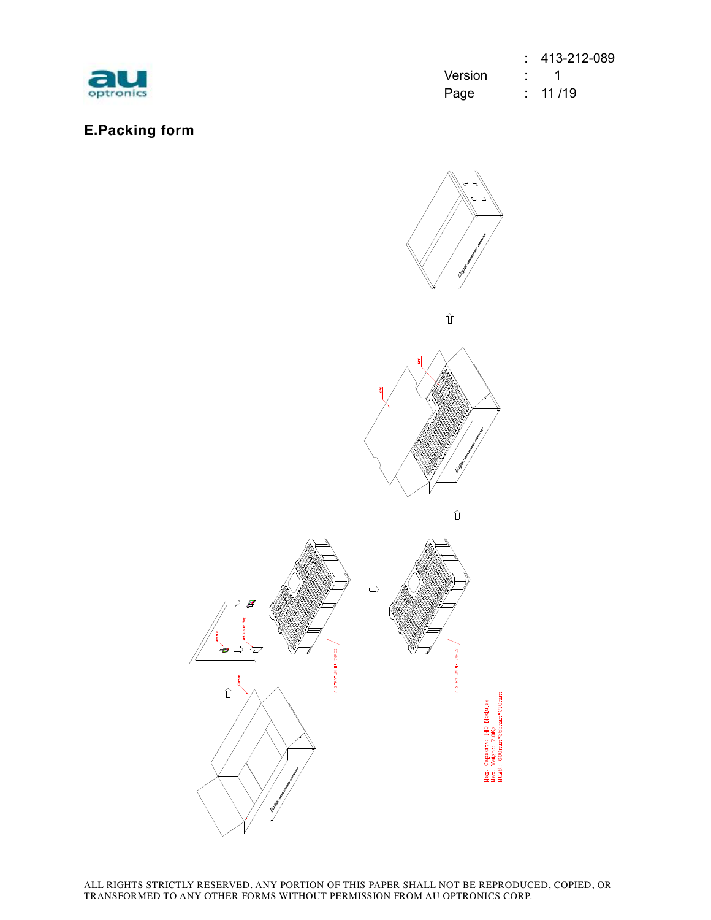## E.Packing form

Max. Capacity: 140 Modules
Max. Weight: 7.0Kg
MEAS.: 600mm*350mm*210mm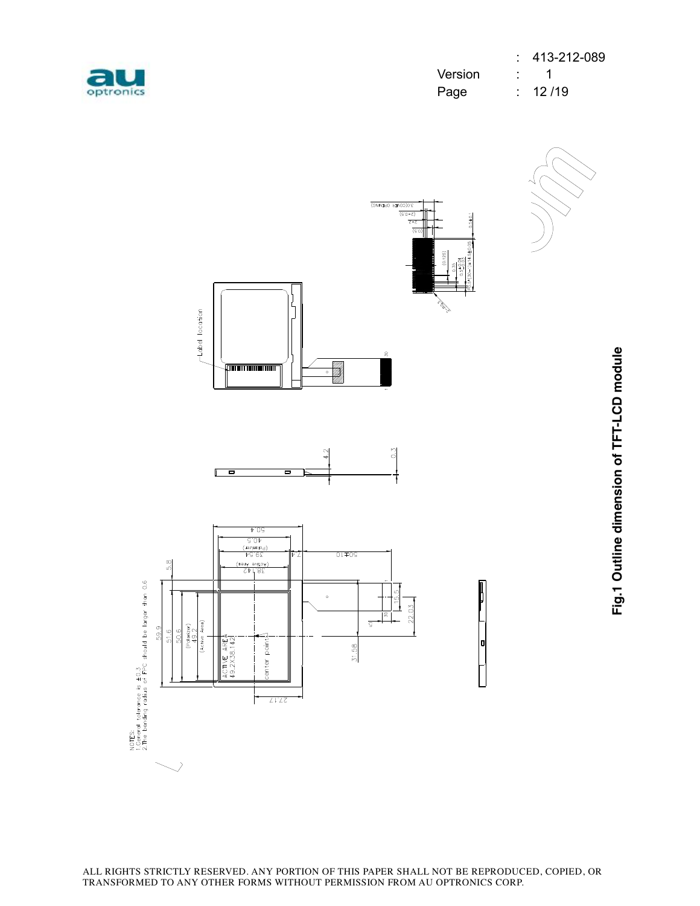NOTES:
1.General tolerance is ±0.3
2.The bending radius of FPC should be larger than 0.6

**Fig.1 Outline dimension of TFT-LCD module**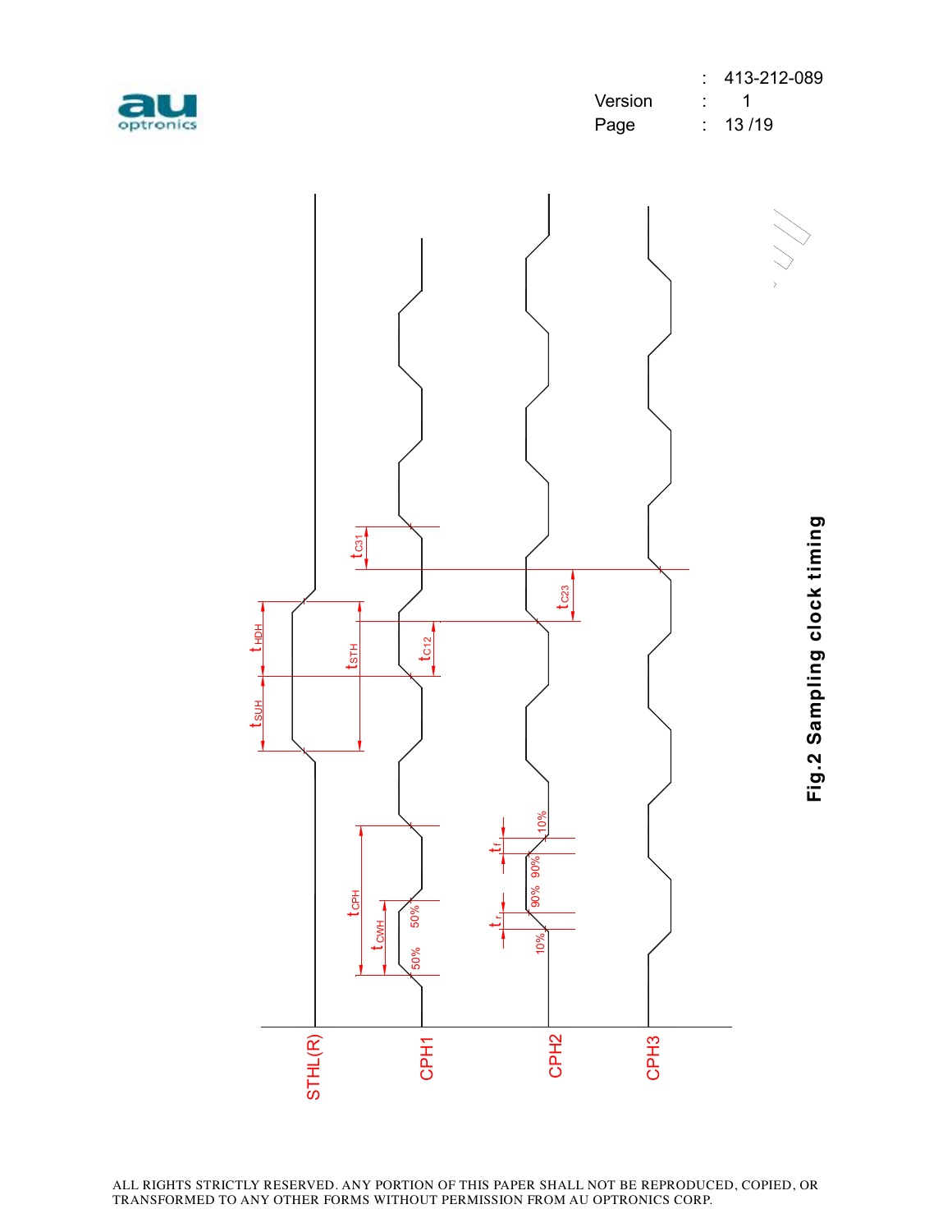STHL(R)

CPH1

CPH2

CPH3

$t_{SUH}$ $t_{HDH}$ $t_{STH}$ $t_{C12}$ $t_{C23}$ $t_{C31}$

$t_{CPH}$ $t_{CWH}$ 50% 50%

$t_r$ $t_f$ 10% 90% 90% 10%

**Fig.2 Sampling clock timing**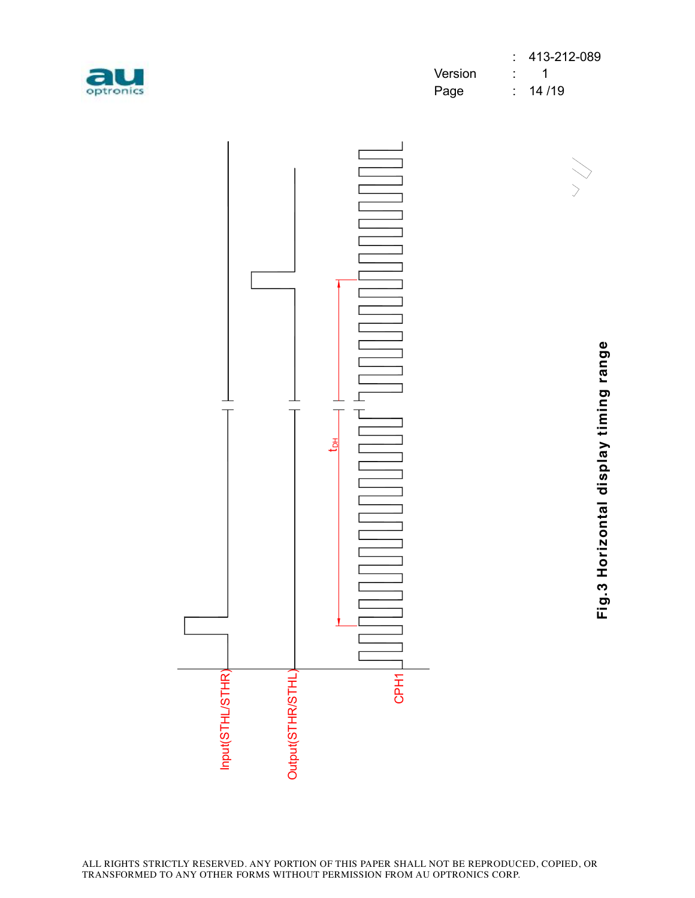Input(STHL/STHR)

Output(STHR/STHL)

CPH1

$t_{DH}$

**Fig.3 Horizontal display timing range**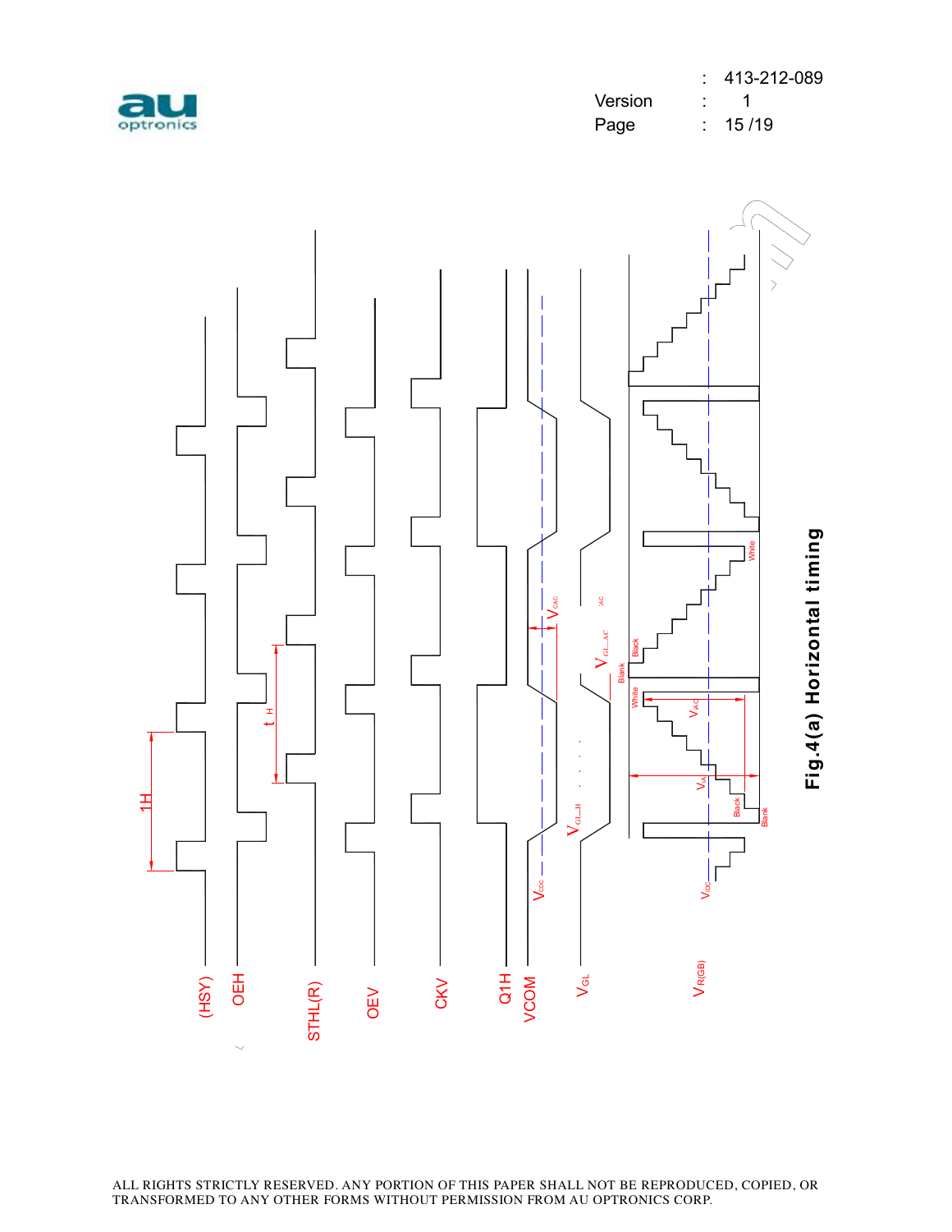(HSY)

OEH

STHL(R)

OEV

CKV

Q1H

VCOM

$V_{GL}$

$V_{R(GB)}$

1H

$t_H$

$V_{CDC}$

$V_{CAC}$

$V_{GL\_H}$

$V_{GL\_AC}$

$V_{DC}$

$V_A$

$V_{AC}$

Black

White

Blank

**Fig.4(a) Horizontal timing**

ALL RIGHTS STRICTLY RESERVED. ANY PORTION OF THIS PAPER SHALL NOT BE REPRODUCED, COPIED, OR TRANSFORMED TO ANY OTHER FORMS WITHOUT PERMISSION FROM AU OPTRONICS CORP.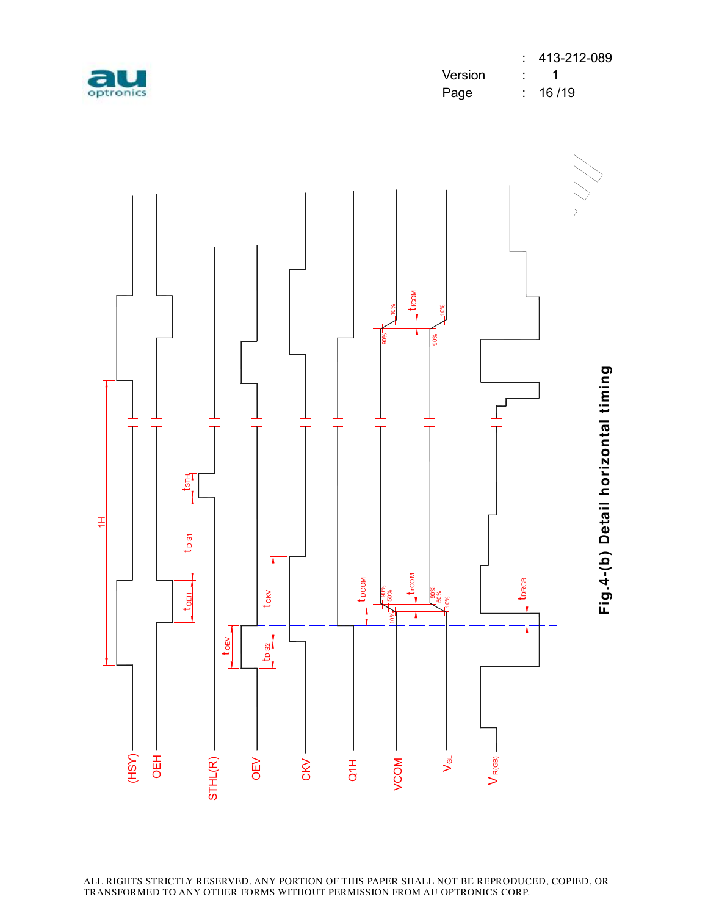Fig.4-(b) Detail horizontal timing

(HSY)

OEH

STHL(R)

OEV

CKV

Q1H

VCOM

$V_{GL}$

$V_{R(GB)}$

1H

$t_{STH}$

$t_{DIS1}$

$t_{OEH}$

$t_{OEV}$

$t_{CKV}$

$t_{DIS2}$

$t_{DCOM}$

$t_{rCOM}$

$t_{fCOM}$

$t_{DRGB}$

90% 50% 10%

ALL RIGHTS STRICTLY RESERVED. ANY PORTION OF THIS PAPER SHALL NOT BE REPRODUCED, COPIED, OR TRANSFORMED TO ANY OTHER FORMS WITHOUT PERMISSION FROM AU OPTRONICS CORP.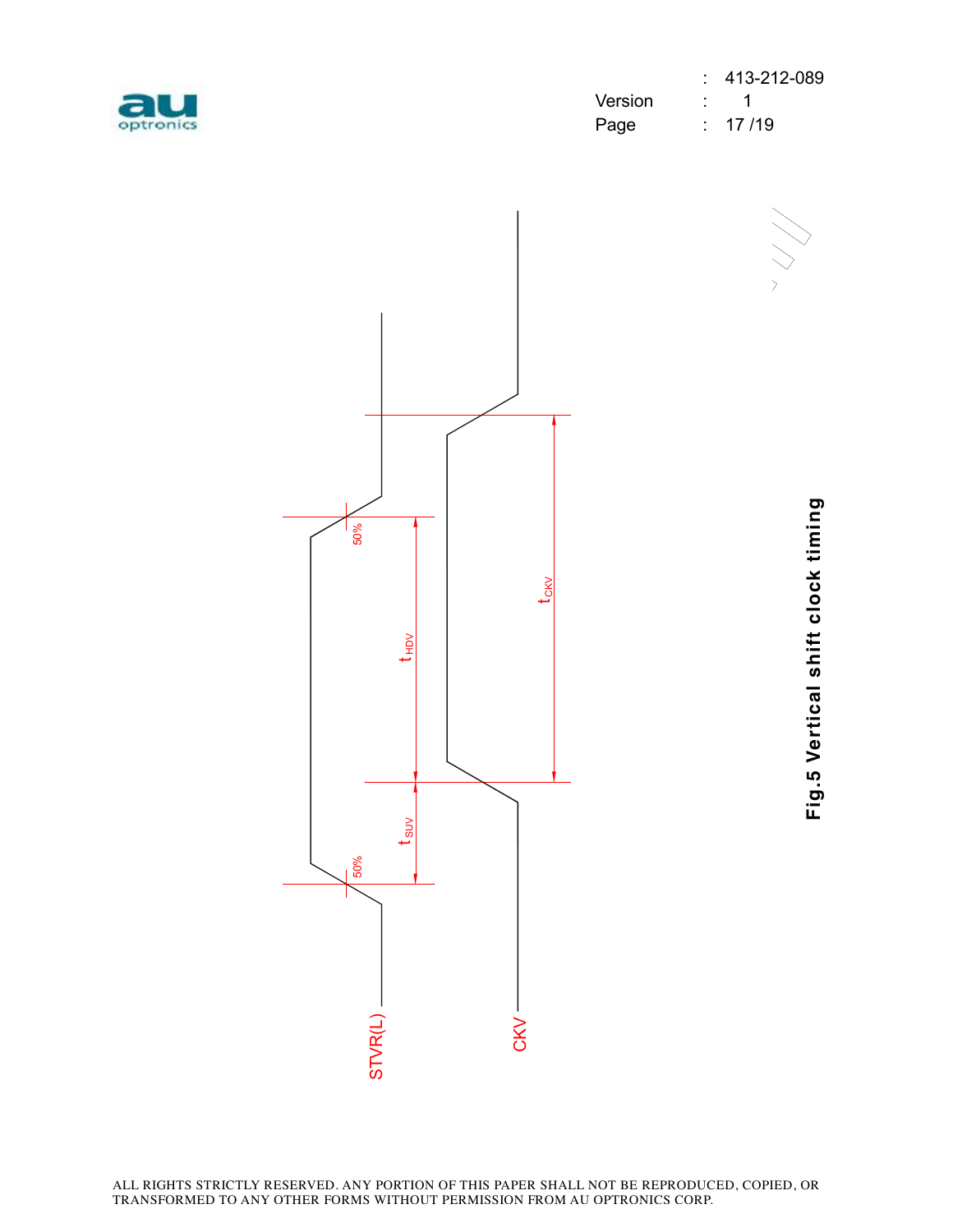**Fig.5 Vertical shift clock timing**

STVR(L)

CKV

50%

50%

$t_{SUV}$

$t_{HDV}$

$t_{CKV}$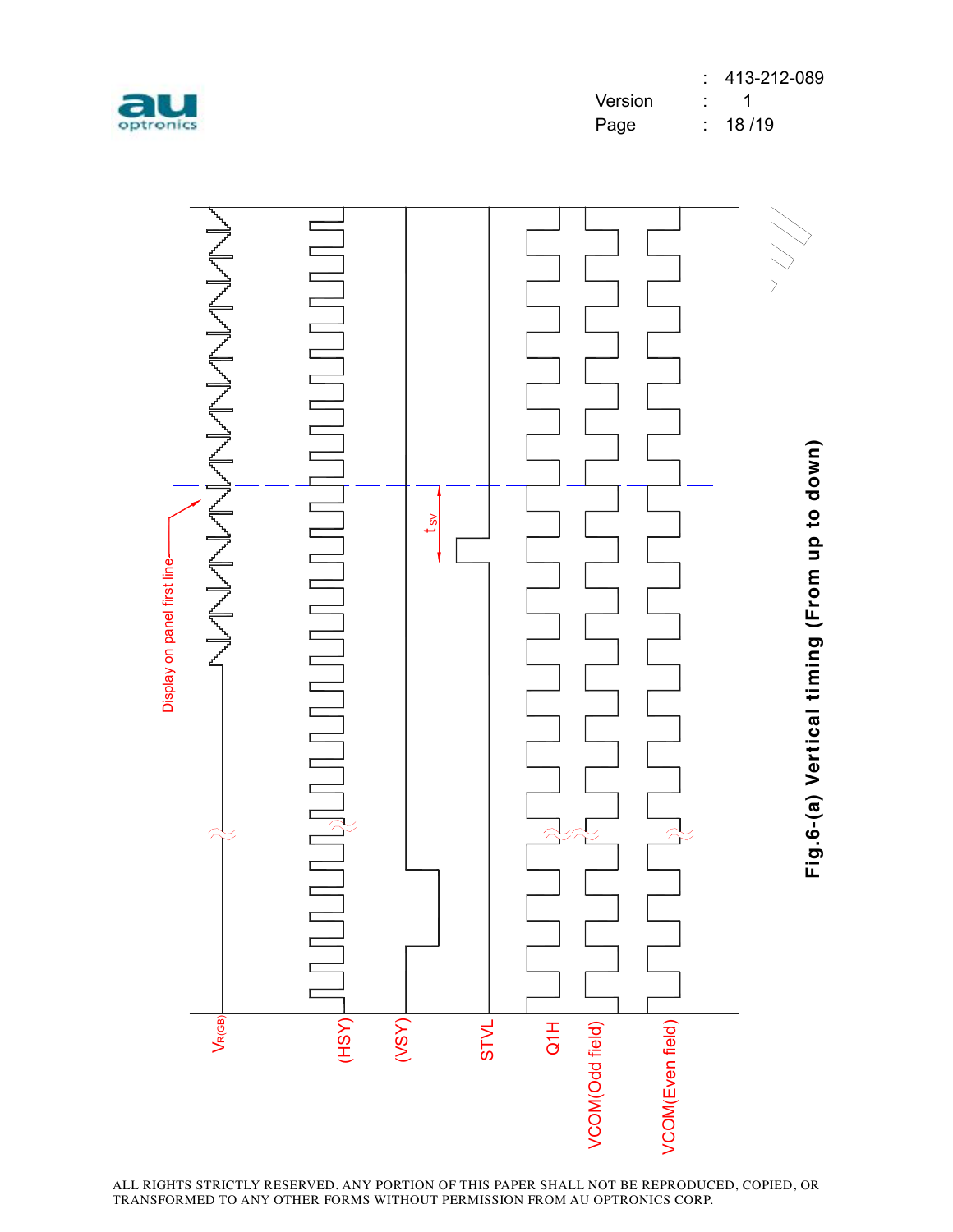Fig.6-(a) Vertical timing (From up to down)

ALL RIGHTS STRICTLY RESERVED. ANY PORTION OF THIS PAPER SHALL NOT BE REPRODUCED, COPIED, OR TRANSFORMED TO ANY OTHER FORMS WITHOUT PERMISSION FROM AU OPTRONICS CORP.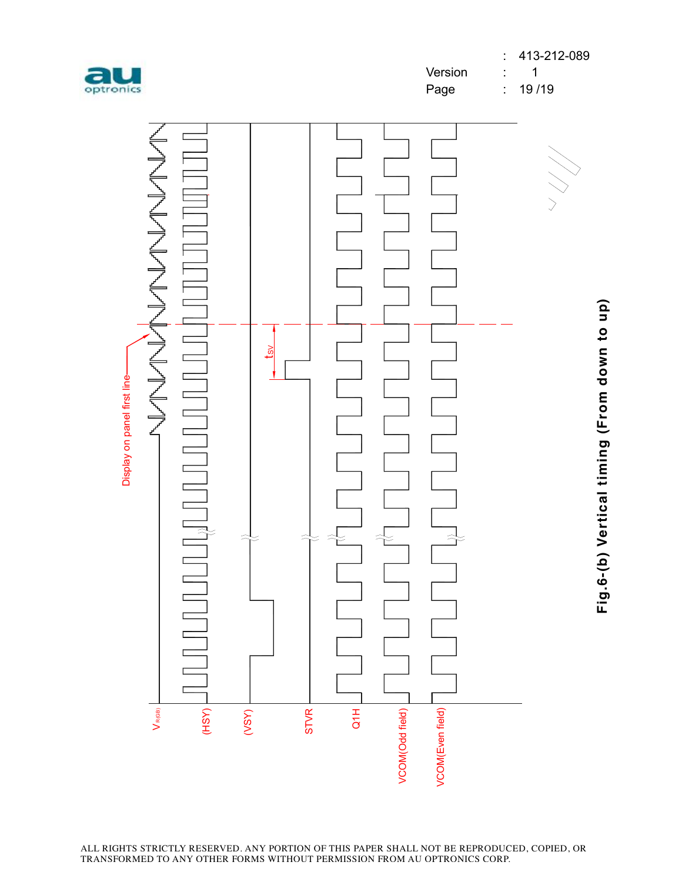Display on panel first line

$V_{R(GB)}$

(HSY)

(VSY)

$t_{SV}$

STVR

Q1H

VCOM(Odd field)

VCOM(Even field)

**Fig.6-(b) Vertical timing (From down to up)**